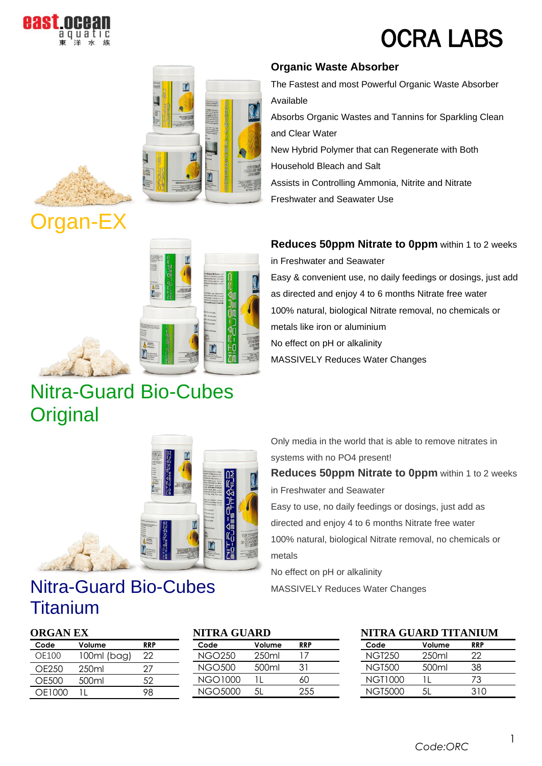# OCRA LABS

## Organ-EX

### Organic Waste Absorber

The Fastest and most Powerful Organic Waste Absorber Available

Absorbs Organic Wastes and Tannins for Sparkling Clean and Clear Water

New Hybrid Polymer that can Regenerate with Both Household Bleach and Salt

Assists in Controlling Ammonia, Nitrite and Nitrate

Freshwater and Seawater Use

## Nitra-Guard Bio-Cubes Original

**Reduces 50ppm Nitrate to 0ppm** within 1 to 2 weeks in Freshwater and Seawater

Easy & convenient use, no daily feedings or dosings, just add as directed and enjoy 4 to 6 months Nitrate free water

100% natural, biological Nitrate removal, no chemicals or metals like iron or aluminium

No effect on pH or alkalinity

MASSIVELY Reduces Water Changes

## Nitra-Guard Bio-Cubes Titanium

Only media in the world that is able to remove nitrates in systems with no PO4 present!

**Reduces 50ppm Nitrate to 0ppm** within 1 to 2 weeks in Freshwater and Seawater

Easy to use, no daily feedings or dosings, just add as directed and enjoy 4 to 6 months Nitrate free water

100% natural, biological Nitrate removal, no chemicals or metals

No effect on pH or alkalinity

MASSIVELY Reduces Water Changes

**ORGAN EX**

| Code | Volume | RRP |
|---|---|---|
| OE100 | 100ml (bag) | 22 |
| OE250 | 250ml | 27 |
| OE500 | 500ml | 52 |
| OE1000 | 1L | 98 |

**NITRA GUARD**

| Code | Volume | RRP |
|---|---|---|
| NGO250 | 250ml | 17 |
| NGO500 | 500ml | 31 |
| NGO1000 | 1L | 60 |
| NGO5000 | 5L | 255 |

**NITRA GUARD TITANIUM**

| Code | Volume | RRP |
|---|---|---|
| NGT250 | 250ml | 22 |
| NGT500 | 500ml | 38 |
| NGT1000 | 1L | 73 |
| NGT5000 | 5L | 310 |

*Code:ORC*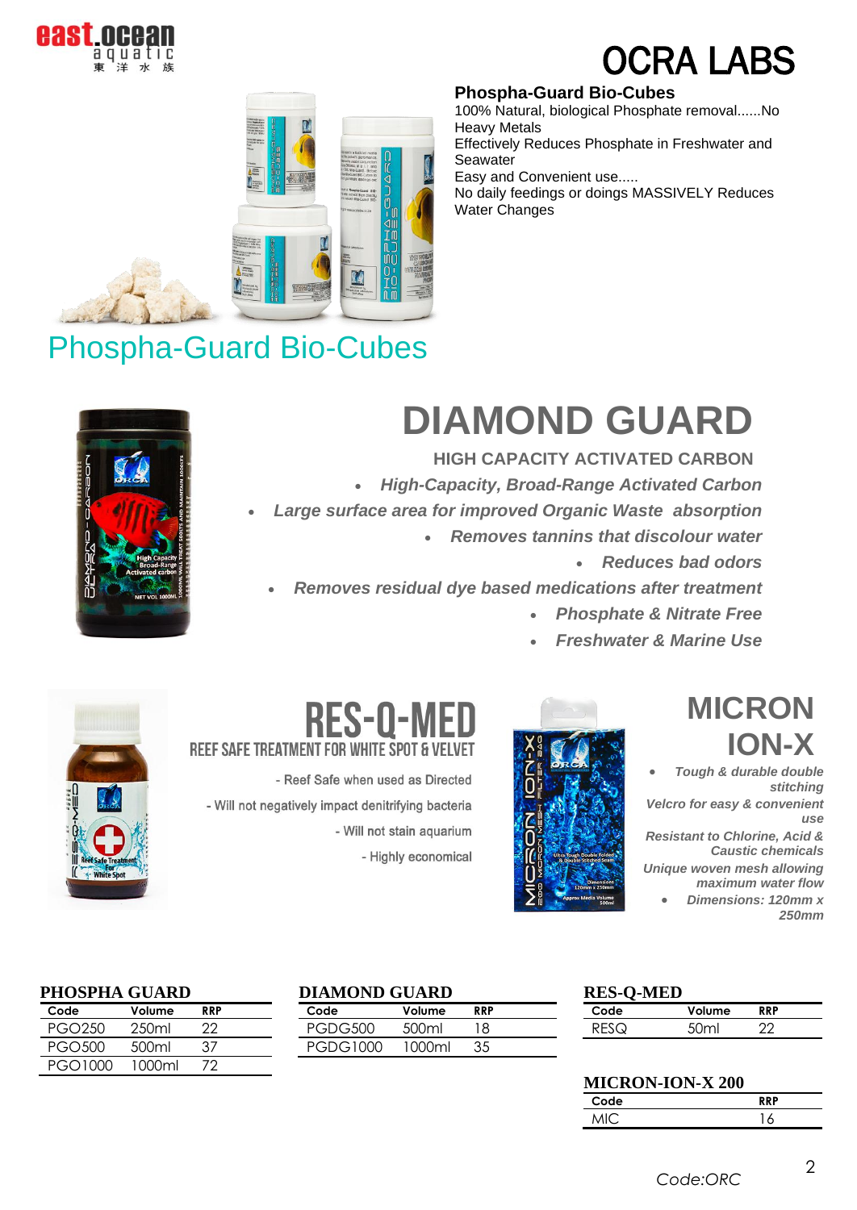# OCRA LABS

**Phospha-Guard Bio-Cubes**

100% Natural, biological Phosphate removal......No Heavy Metals

Effectively Reduces Phosphate in Freshwater and Seawater

Easy and Convenient use.....

No daily feedings or doings MASSIVELY Reduces Water Changes

## Phospha-Guard Bio-Cubes

# DIAMOND GUARD

### HIGH CAPACITY ACTIVATED CARBON

- *High-Capacity, Broad-Range Activated Carbon*
- *Large surface area for improved Organic Waste absorption*
- *Removes tannins that discolour water*
- *Reduces bad odors*
- *Removes residual dye based medications after treatment*
- *Phosphate & Nitrate Free*
- *Freshwater & Marine Use*

# RES-Q-MED

REEF SAFE TREATMENT FOR WHITE SPOT & VELVET

- Reef Safe when used as Directed
- Will not negatively impact denitrifying bacteria
- Will not stain aquarium
- Highly economical

# MICRON ION-X

- *Tough & durable double stitching*

*Velcro for easy & convenient use*

*Resistant to Chlorine, Acid & Caustic chemicals*

*Unique woven mesh allowing maximum water flow*

- *Dimensions: 120mm x 250mm*

**PHOSPHA GUARD**

| Code | Volume | RRP |
|---|---|---|
| PGO250 | 250ml | 22 |
| PGO500 | 500ml | 37 |
| PGO1000 | 1000ml | 72 |

**DIAMOND GUARD**

| Code | Volume | RRP |
|---|---|---|
| PGDG500 | 500ml | 18 |
| PGDG1000 | 1000ml | 35 |

**RES-Q-MED**

| Code | Volume | RRP |
|---|---|---|
| RESQ | 50ml | 22 |

**MICRON-ION-X 200**

| Code | RRP |
|---|---|
| MIC | 16 |

*Code:ORC*